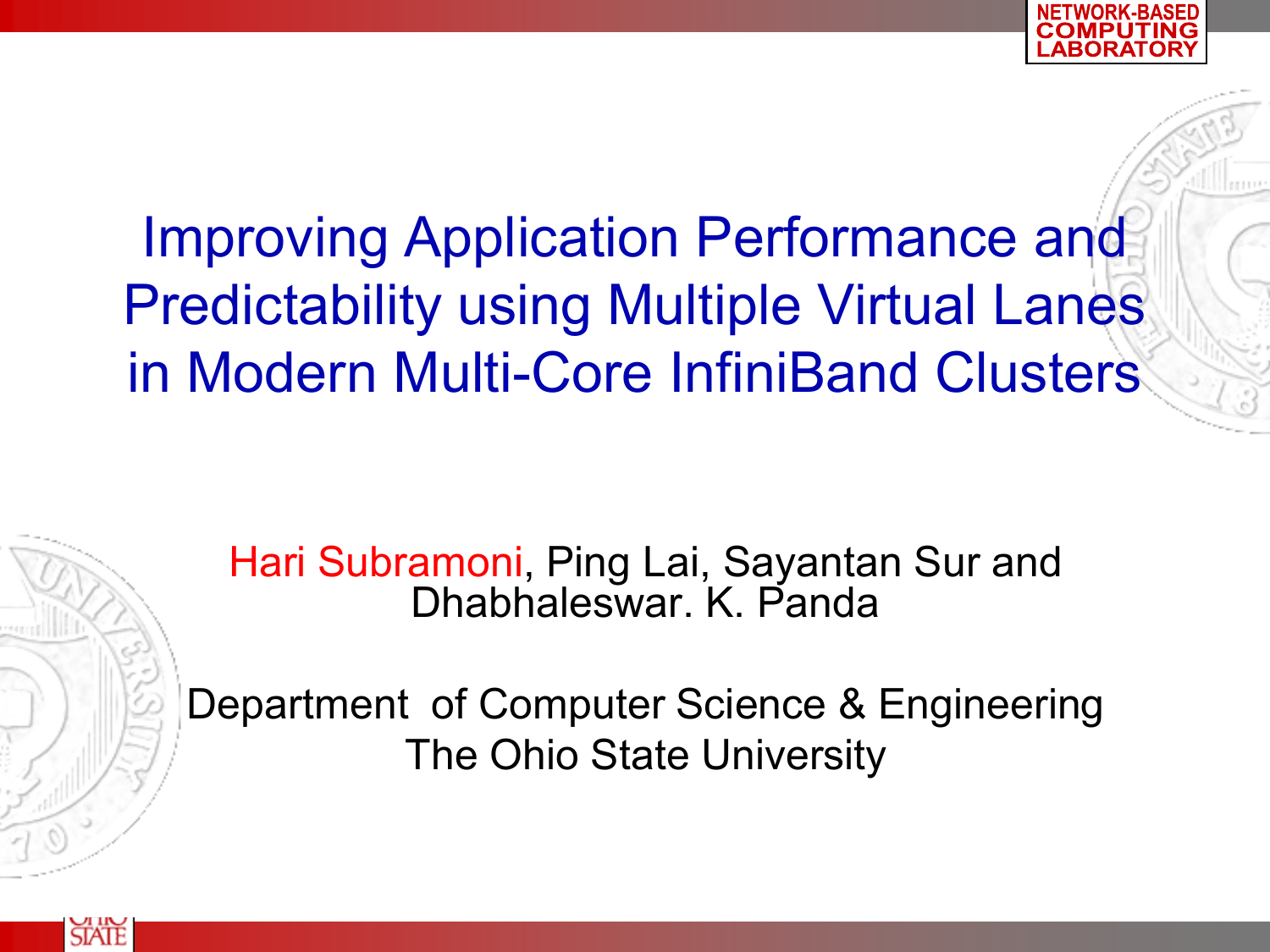# Improving Application Performance and Predictability using Multiple Virtual Lanes in Modern Multi-Core InfiniBand Clusters

Hari Subramoni, Ping Lai, Sayantan Sur and Dhabhaleswar. K. Panda

Department of Computer Science & Engineering
The Ohio State University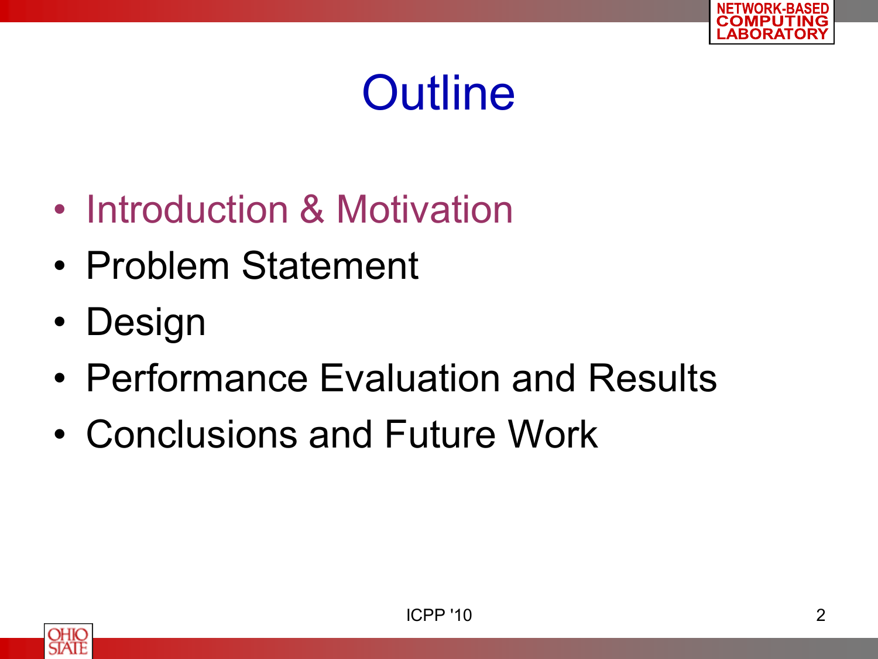# Outline

- Introduction & Motivation
- Problem Statement
- Design
- Performance Evaluation and Results
- Conclusions and Future Work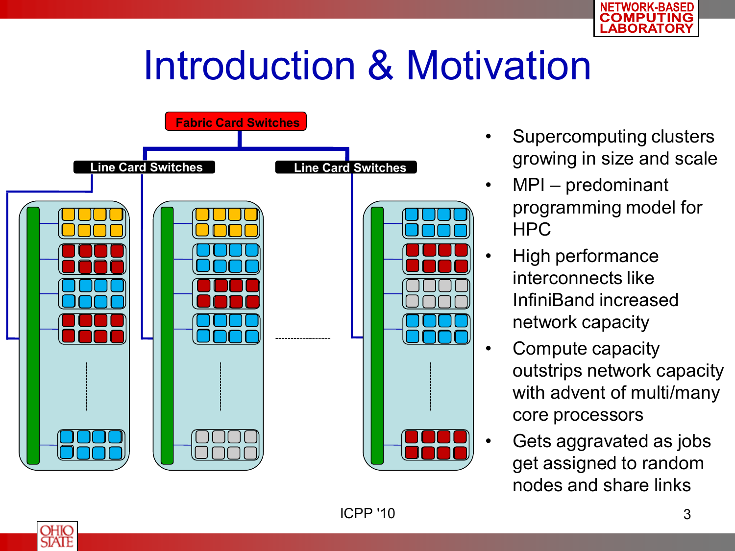# Introduction & Motivation

Fabric Card Switches

Line Card Switches

Line Card Switches

- Supercomputing clusters growing in size and scale
- MPI – predominant programming model for HPC
- High performance interconnects like InfiniBand increased network capacity
- Compute capacity outstrips network capacity with advent of multi/many core processors
- Gets aggravated as jobs get assigned to random nodes and share links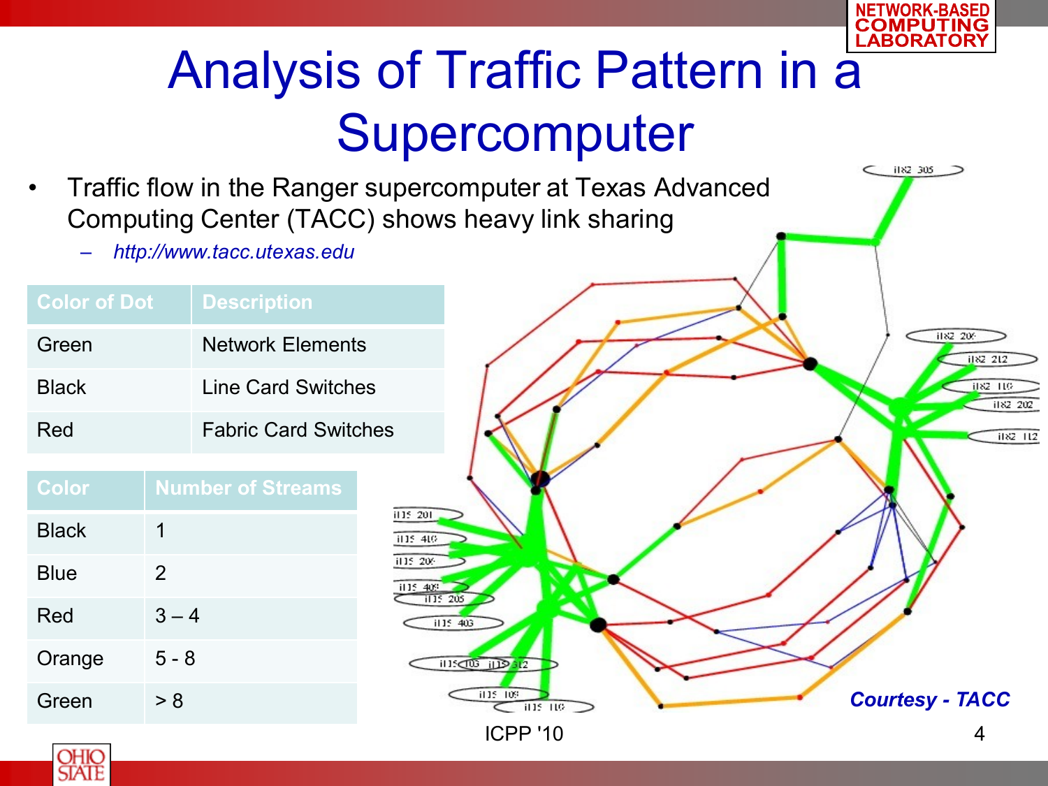# Analysis of Traffic Pattern in a Supercomputer

- Traffic flow in the Ranger supercomputer at Texas Advanced Computing Center (TACC) shows heavy link sharing
  - *http://www.tacc.utexas.edu*

| Color of Dot | Description |
| --- | --- |
| Green | Network Elements |
| Black | Line Card Switches |
| Red | Fabric Card Switches |

| Color | Number of Streams |
| --- | --- |
| Black | 1 |
| Blue | 2 |
| Red | 3 – 4 |
| Orange | 5 - 8 |
| Green | > 8 |

***Courtesy - TACC***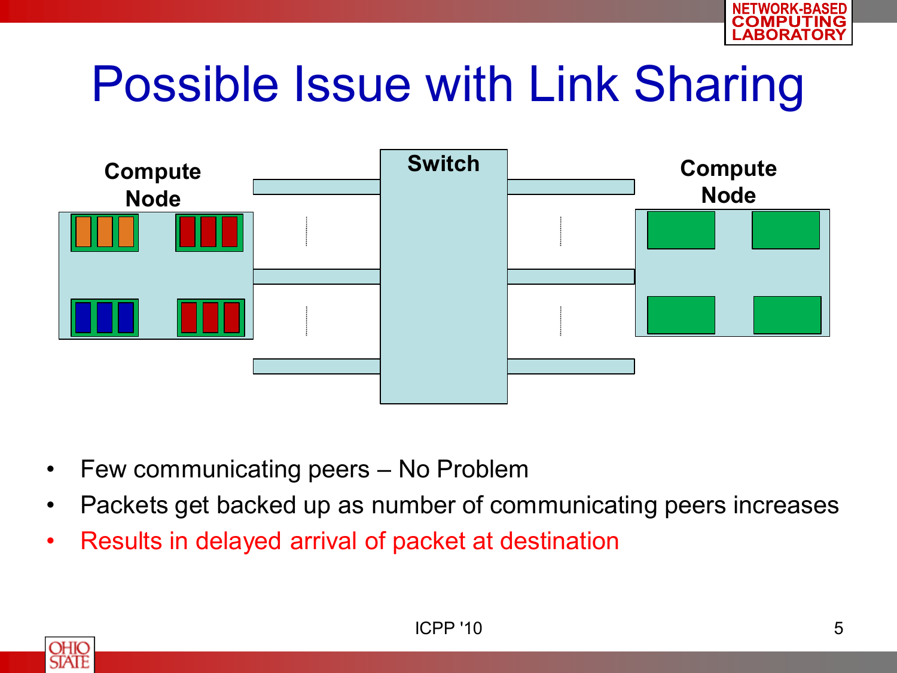# Possible Issue with Link Sharing

Compute Node

Switch

Compute Node

- Few communicating peers – No Problem
- Packets get backed up as number of communicating peers increases
- Results in delayed arrival of packet at destination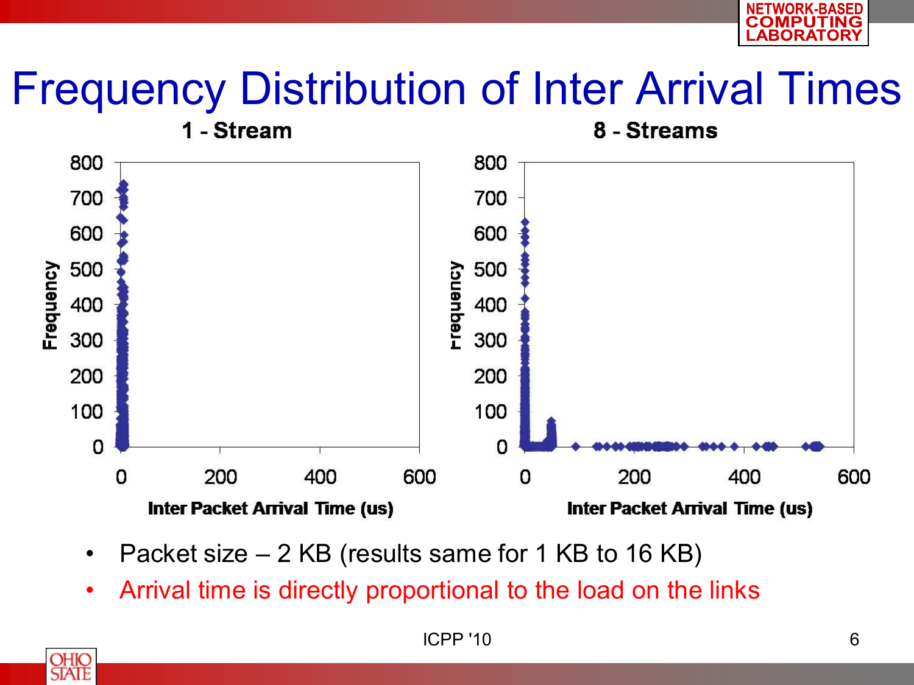# Frequency Distribution of Inter Arrival Times

**1 - Stream**

Frequency

Inter Packet Arrival Time (us)

**8 - Streams**

Frequency

Inter Packet Arrival Time (us)

- Packet size – 2 KB (results same for 1 KB to 16 KB)
- Arrival time is directly proportional to the load on the links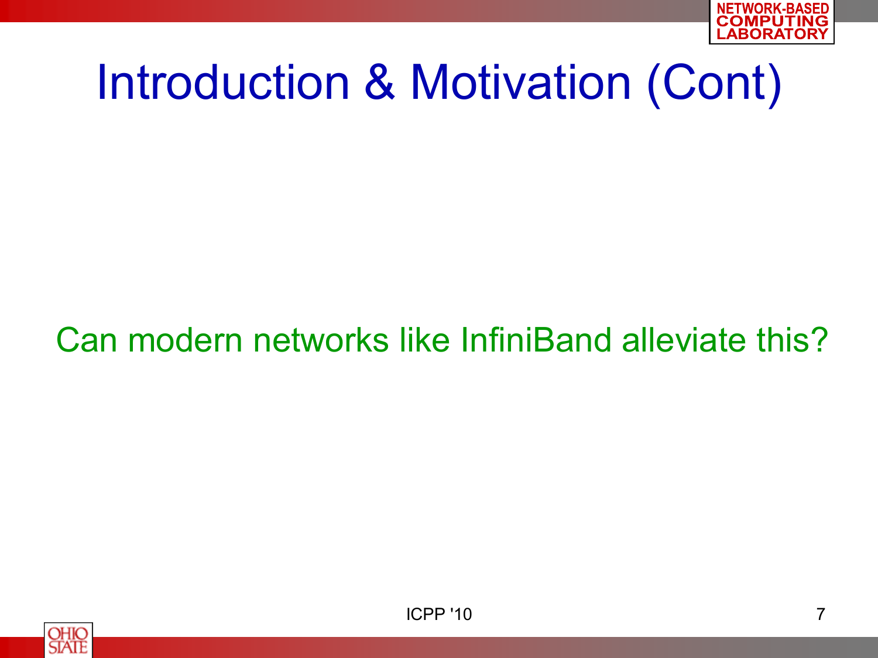# Introduction & Motivation (Cont)

Can modern networks like InfiniBand alleviate this?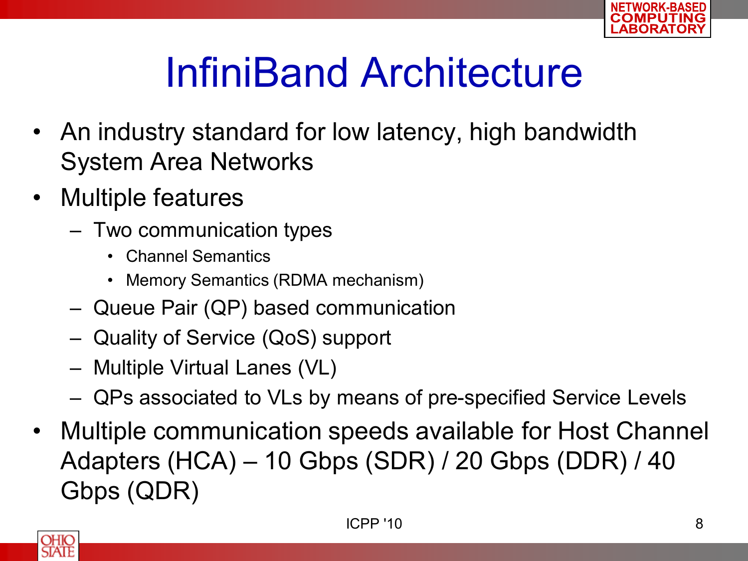# InfiniBand Architecture

- An industry standard for low latency, high bandwidth System Area Networks
- Multiple features
  - Two communication types
    - Channel Semantics
    - Memory Semantics (RDMA mechanism)
  - Queue Pair (QP) based communication
  - Quality of Service (QoS) support
  - Multiple Virtual Lanes (VL)
  - QPs associated to VLs by means of pre-specified Service Levels
- Multiple communication speeds available for Host Channel Adapters (HCA) – 10 Gbps (SDR) / 20 Gbps (DDR) / 40 Gbps (QDR)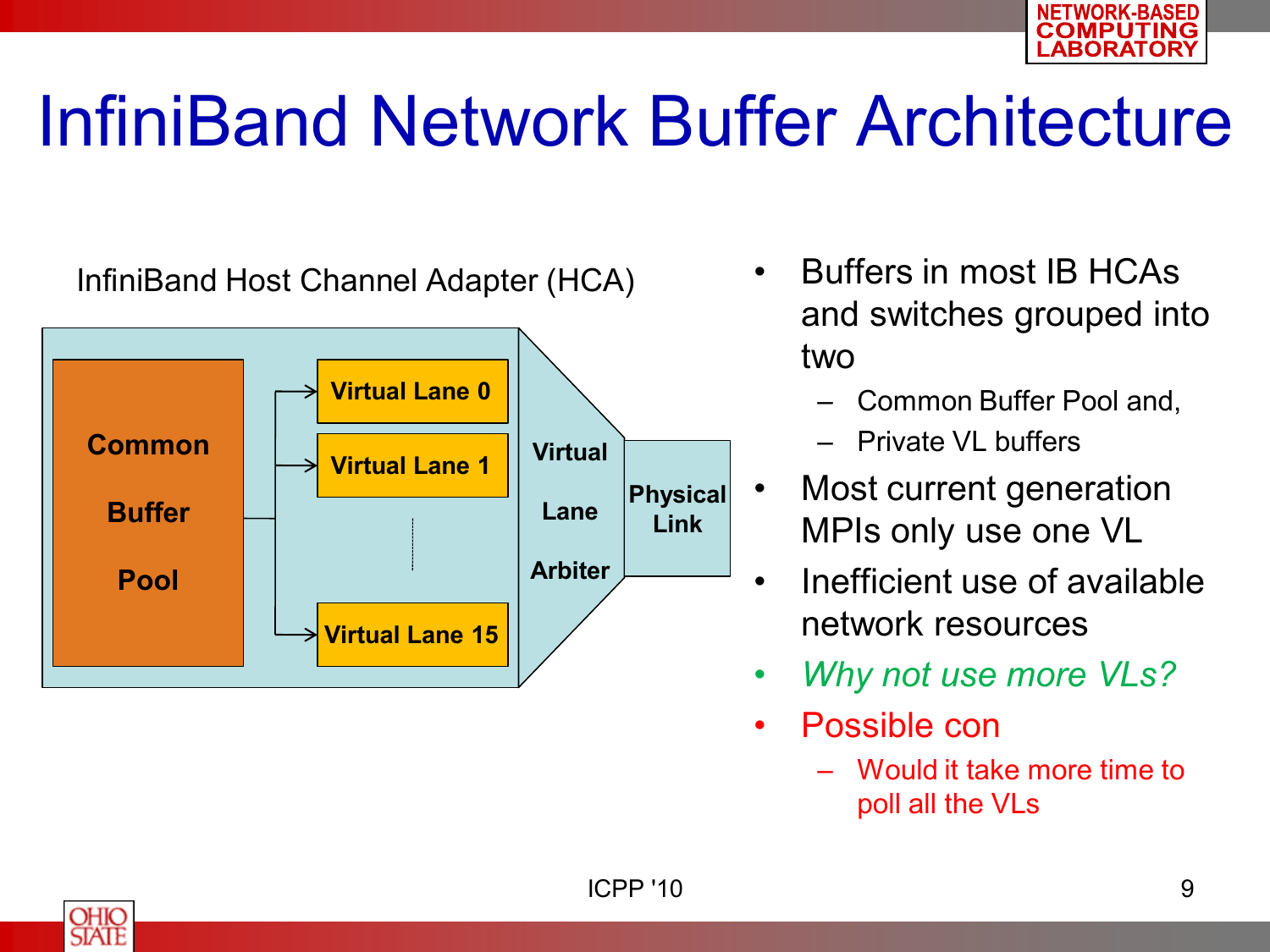# InfiniBand Network Buffer Architecture

InfiniBand Host Channel Adapter (HCA)

Common Buffer Pool

Virtual Lane 0

Virtual Lane 1

Virtual Lane 15

Virtual Lane Arbiter

Physical Link

- Buffers in most IB HCAs and switches grouped into two
  - Common Buffer Pool and,
  - Private VL buffers
- Most current generation MPIs only use one VL
- Inefficient use of available network resources
- *Why not use more VLs?*
- Possible con
  - Would it take more time to poll all the VLs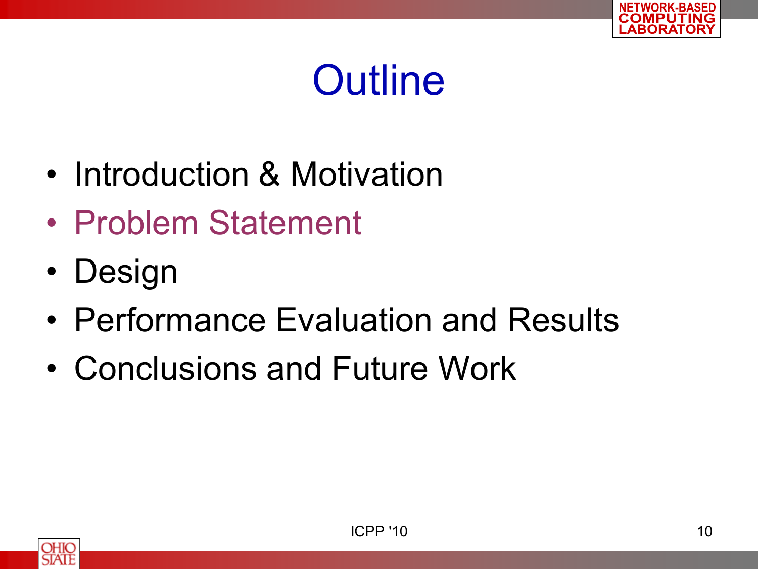# Outline

- Introduction & Motivation
- Problem Statement
- Design
- Performance Evaluation and Results
- Conclusions and Future Work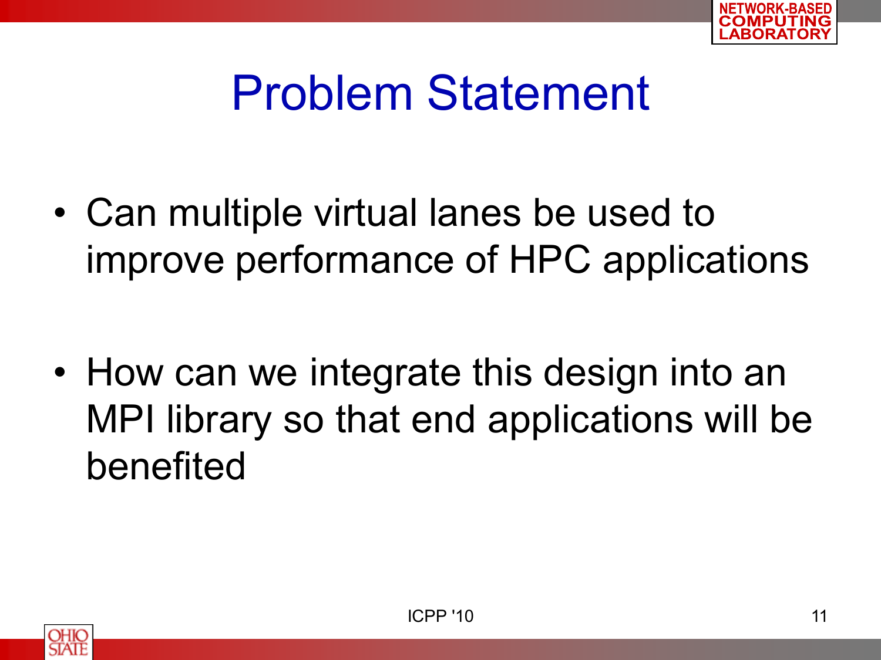# Problem Statement

- Can multiple virtual lanes be used to improve performance of HPC applications

- How can we integrate this design into an MPI library so that end applications will be benefited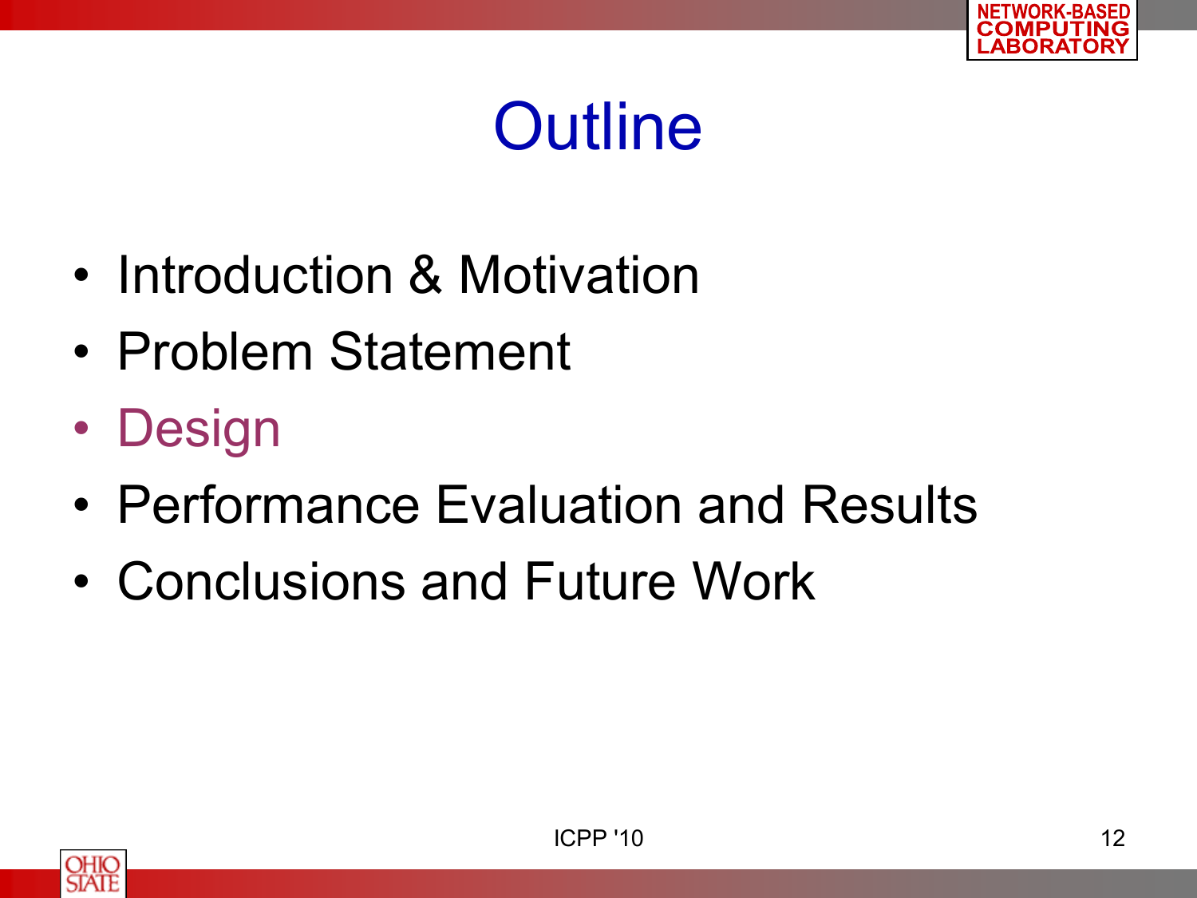# Outline

- Introduction & Motivation
- Problem Statement
- Design
- Performance Evaluation and Results
- Conclusions and Future Work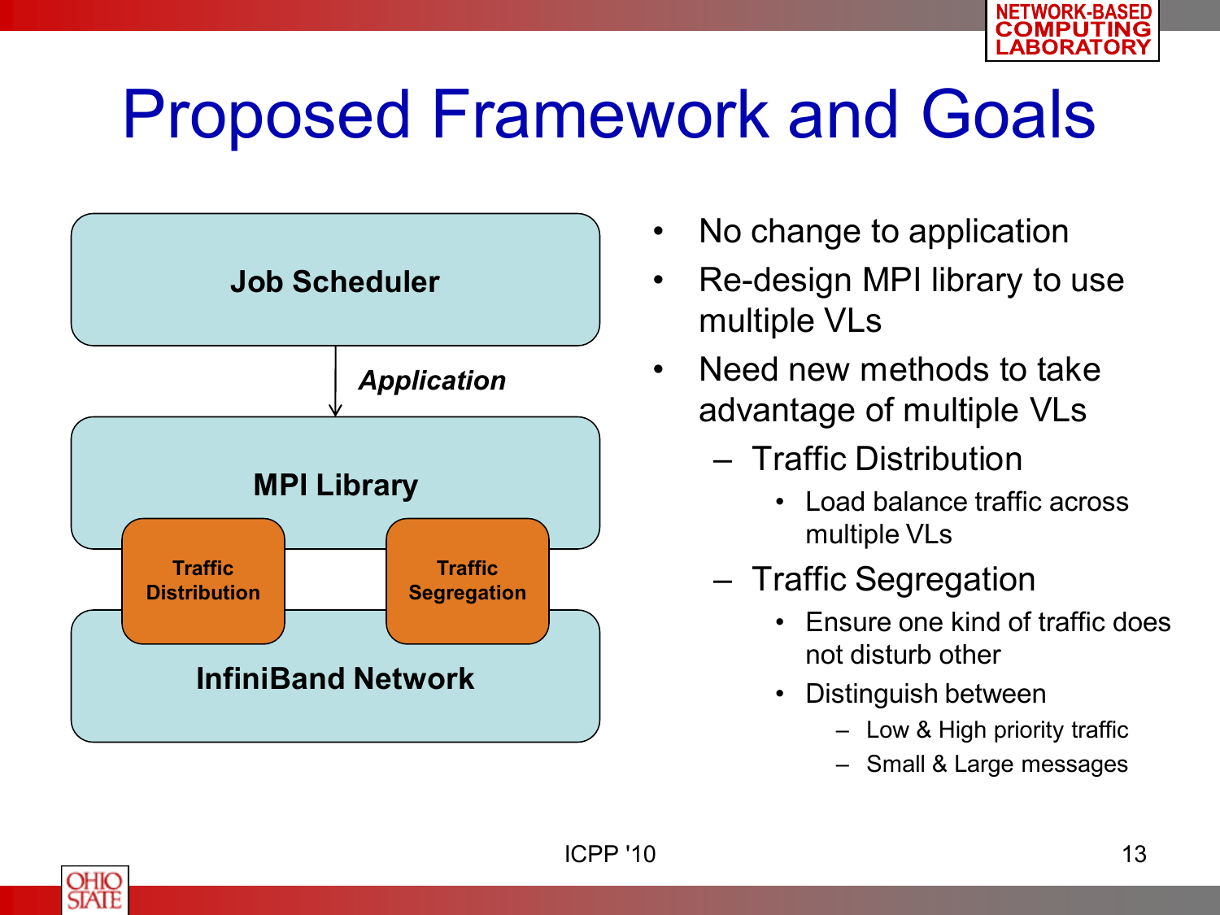# Proposed Framework and Goals

Job Scheduler

*Application*

MPI Library

Traffic Distribution

Traffic Segregation

InfiniBand Network

- No change to application
- Re-design MPI library to use multiple VLs
- Need new methods to take advantage of multiple VLs
  - Traffic Distribution
    - Load balance traffic across multiple VLs
  - Traffic Segregation
    - Ensure one kind of traffic does not disturb other
    - Distinguish between
      - Low & High priority traffic
      - Small & Large messages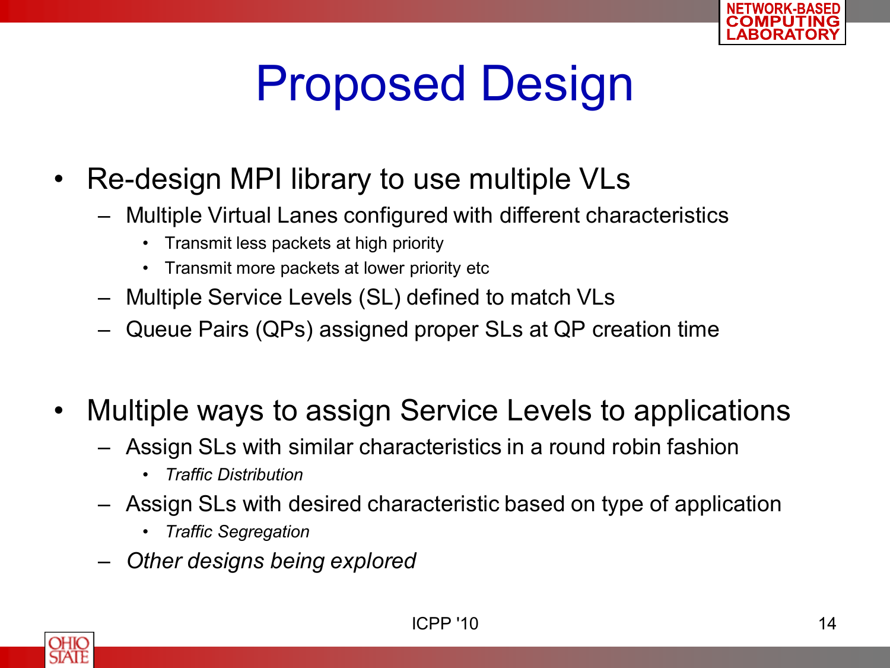# Proposed Design

- Re-design MPI library to use multiple VLs
  - Multiple Virtual Lanes configured with different characteristics
    - Transmit less packets at high priority
    - Transmit more packets at lower priority etc
  - Multiple Service Levels (SL) defined to match VLs
  - Queue Pairs (QPs) assigned proper SLs at QP creation time
- Multiple ways to assign Service Levels to applications
  - Assign SLs with similar characteristics in a round robin fashion
    - *Traffic Distribution*
  - Assign SLs with desired characteristic based on type of application
    - *Traffic Segregation*
  - *Other designs being explored*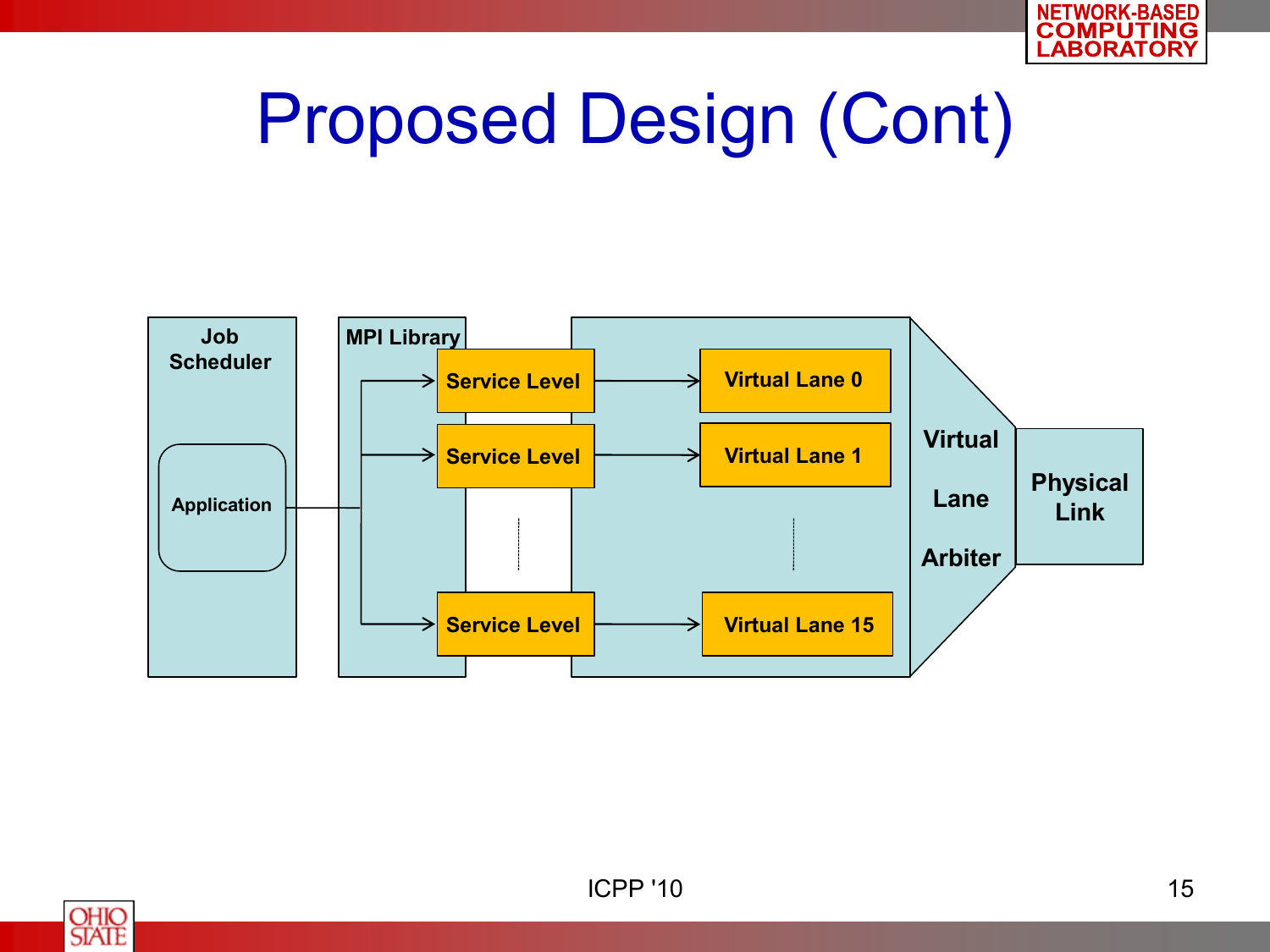# Proposed Design (Cont)

Job Scheduler

Application

MPI Library

Service Level

Service Level

Service Level

Virtual Lane 0

Virtual Lane 1

Virtual Lane 15

Virtual Lane Arbiter

Physical Link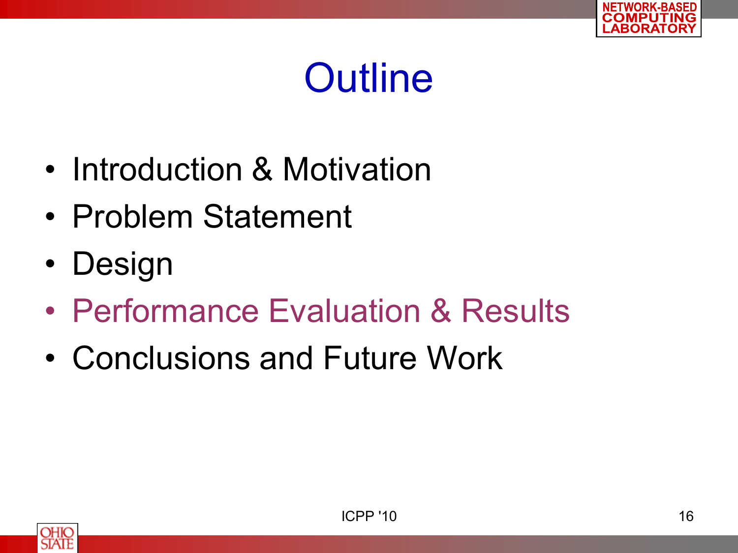# Outline

- Introduction & Motivation
- Problem Statement
- Design
- Performance Evaluation & Results
- Conclusions and Future Work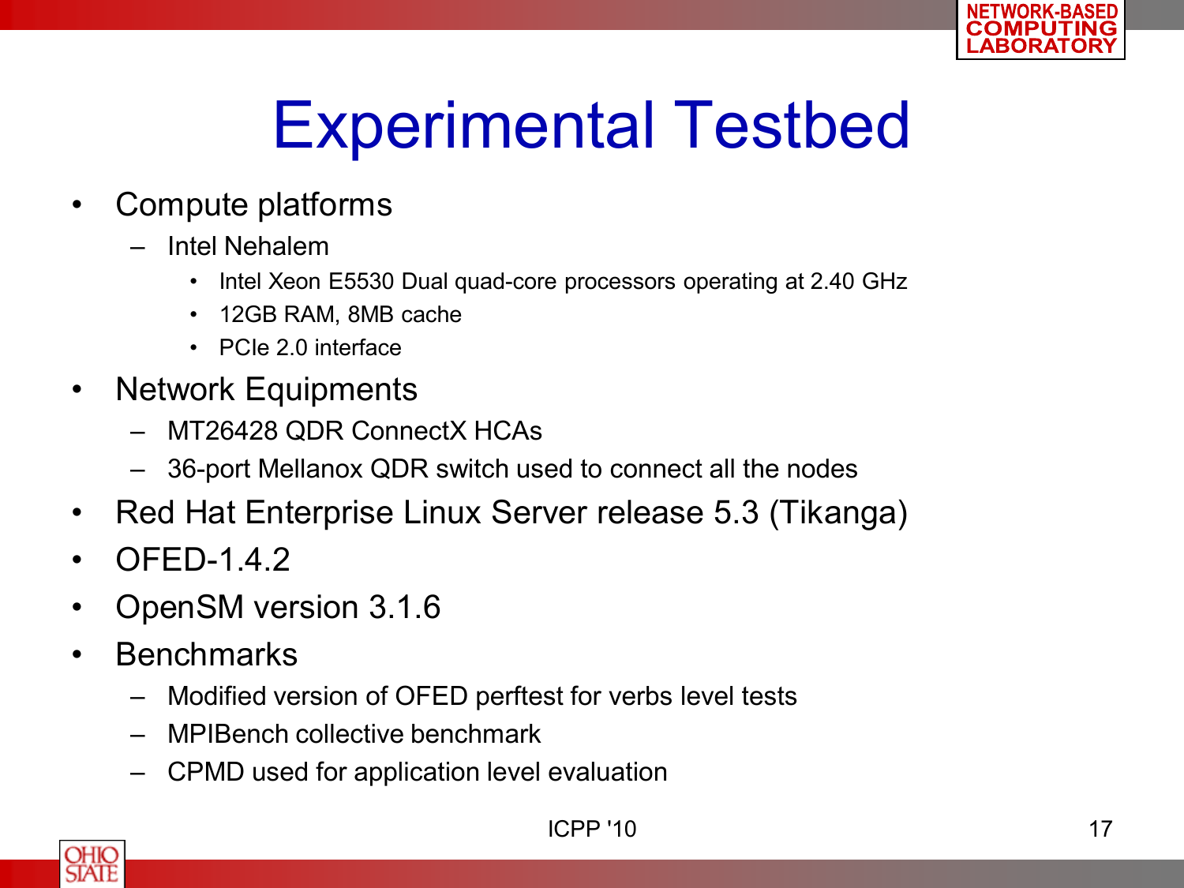# Experimental Testbed

- Compute platforms
  - Intel Nehalem
    - Intel Xeon E5530 Dual quad-core processors operating at 2.40 GHz
    - 12GB RAM, 8MB cache
    - PCIe 2.0 interface
- Network Equipments
  - MT26428 QDR ConnectX HCAs
  - 36-port Mellanox QDR switch used to connect all the nodes
- Red Hat Enterprise Linux Server release 5.3 (Tikanga)
- OFED-1.4.2
- OpenSM version 3.1.6
- Benchmarks
  - Modified version of OFED perftest for verbs level tests
  - MPIBench collective benchmark
  - CPMD used for application level evaluation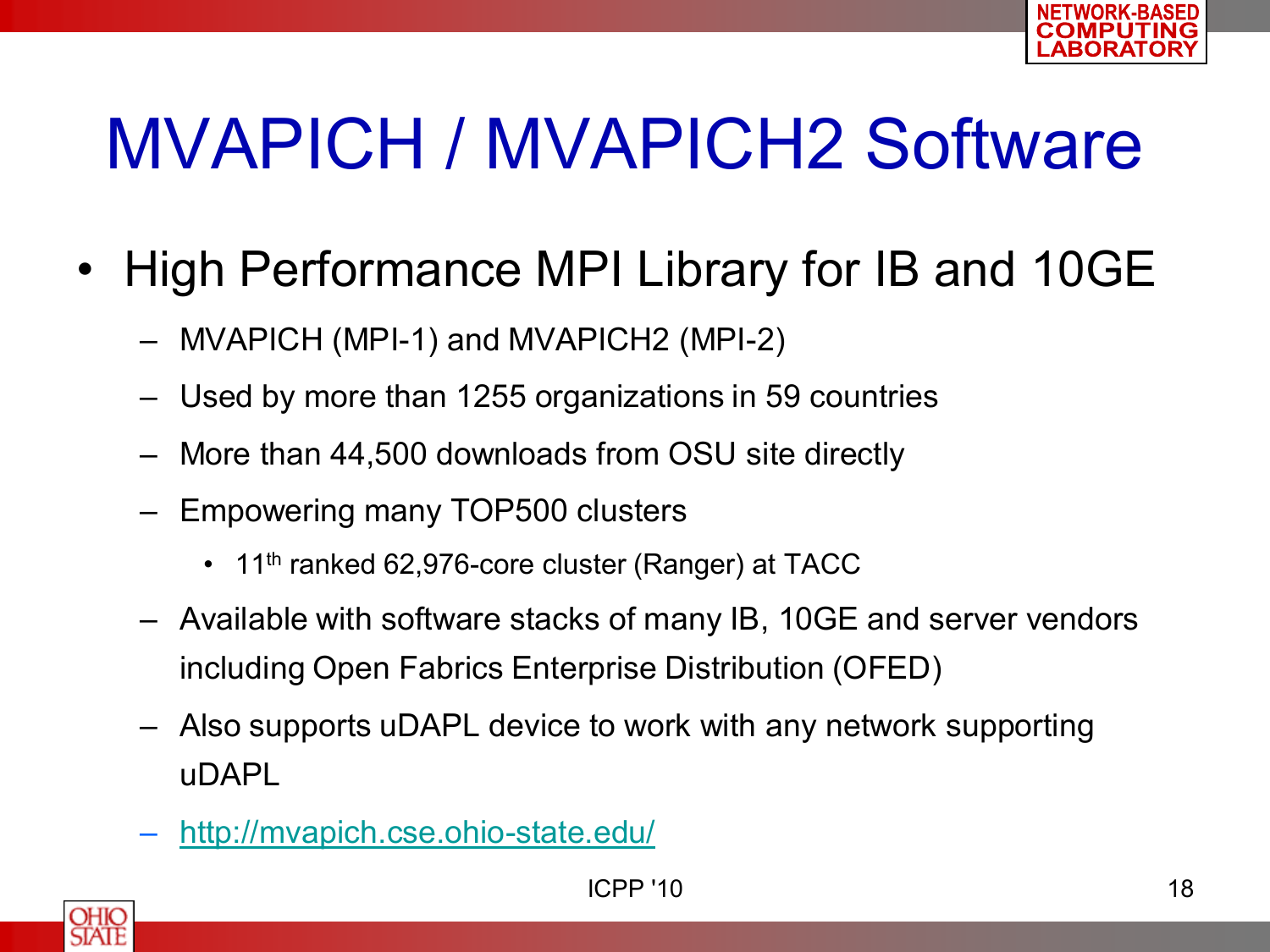# MVAPICH / MVAPICH2 Software

- High Performance MPI Library for IB and 10GE
  - MVAPICH (MPI-1) and MVAPICH2 (MPI-2)
  - Used by more than 1255 organizations in 59 countries
  - More than 44,500 downloads from OSU site directly
  - Empowering many TOP500 clusters
    - 11th ranked 62,976-core cluster (Ranger) at TACC
  - Available with software stacks of many IB, 10GE and server vendors including Open Fabrics Enterprise Distribution (OFED)
  - Also supports uDAPL device to work with any network supporting uDAPL
  - http://mvapich.cse.ohio-state.edu/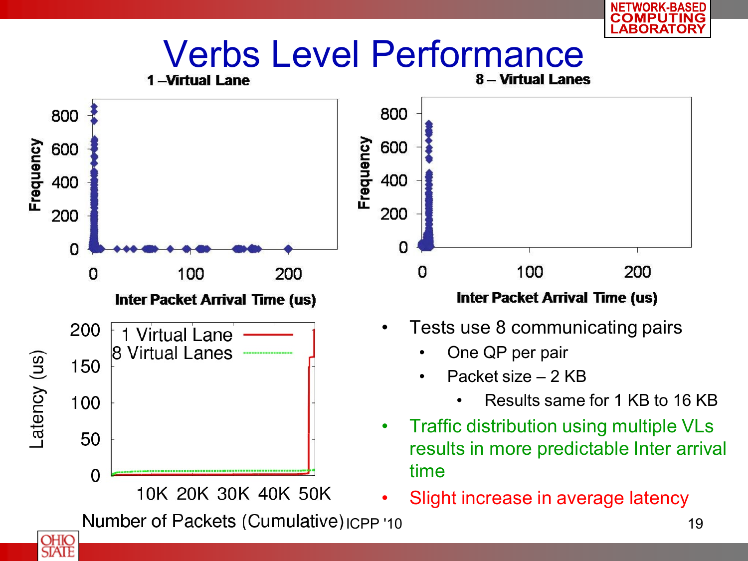# Verbs Level Performance

**1 – Virtual Lane**

**8 – Virtual Lanes**

- Tests use 8 communicating pairs
  - One QP per pair
  - Packet size – 2 KB
    - Results same for 1 KB to 16 KB
- Traffic distribution using multiple VLs results in more predictable Inter arrival time
- Slight increase in average latency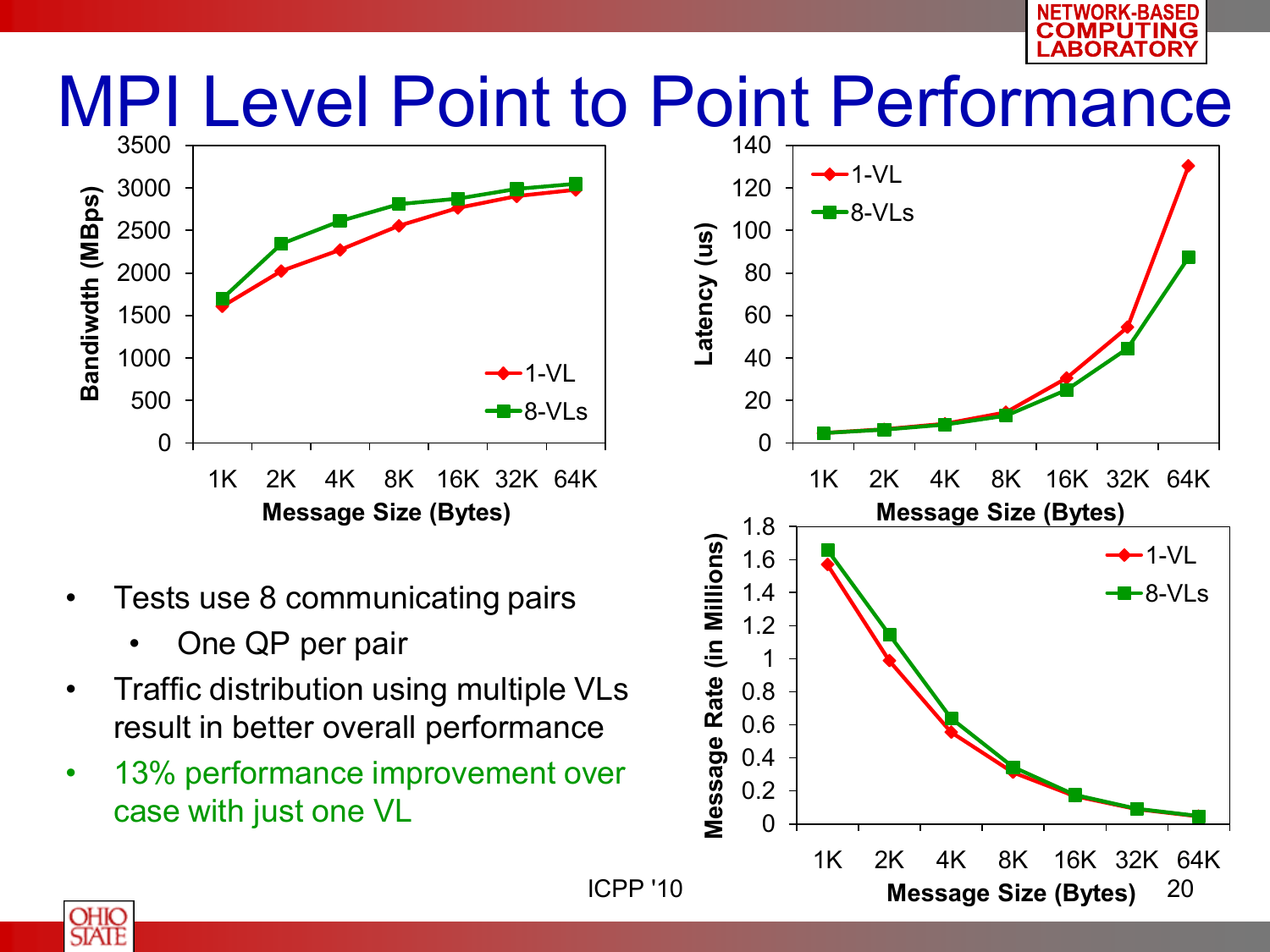# MPI Level Point to Point Performance

- Tests use 8 communicating pairs
  - One QP per pair
- Traffic distribution using multiple VLs result in better overall performance
- 13% performance improvement over case with just one VL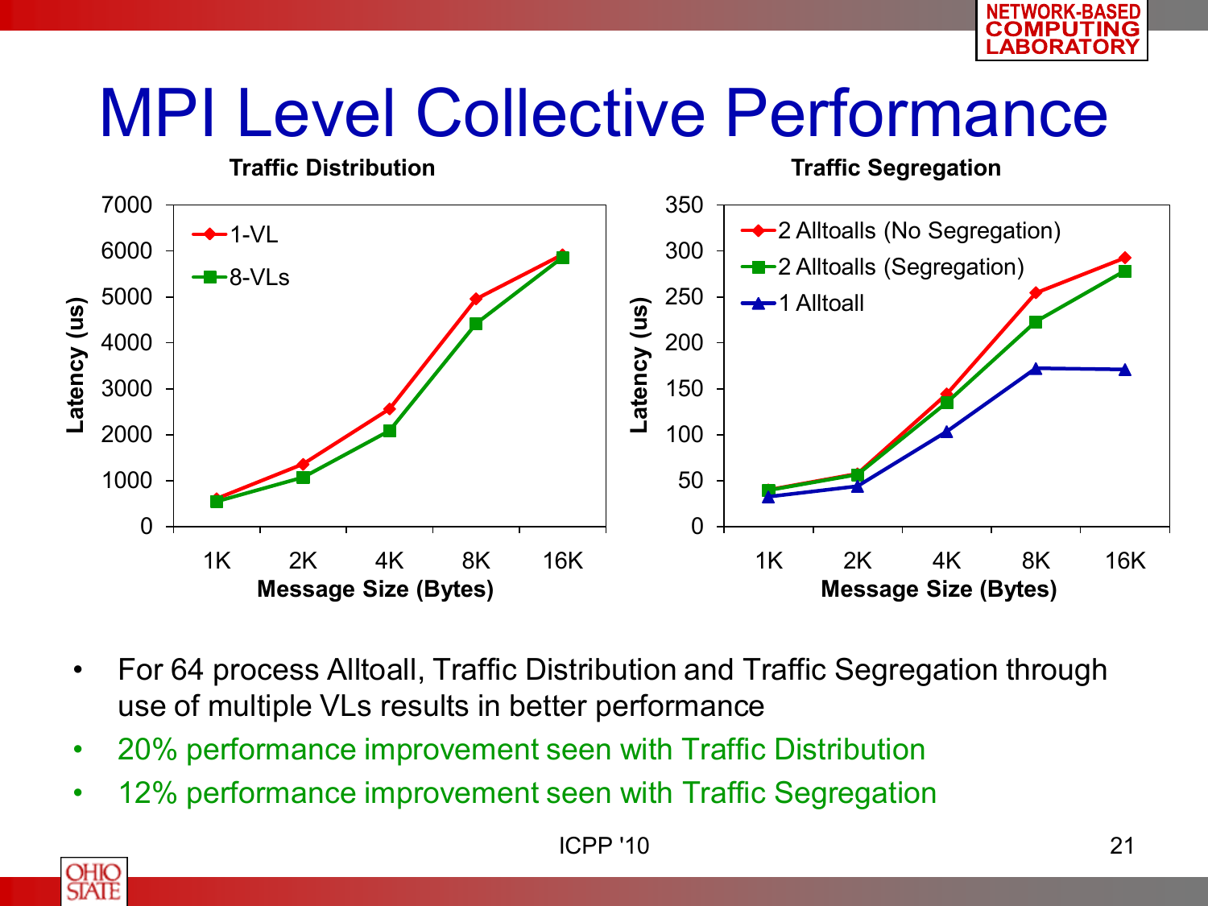# MPI Level Collective Performance

**Traffic Distribution**

**Traffic Segregation**

- For 64 process Alltoall, Traffic Distribution and Traffic Segregation through use of multiple VLs results in better performance
- 20% performance improvement seen with Traffic Distribution
- 12% performance improvement seen with Traffic Segregation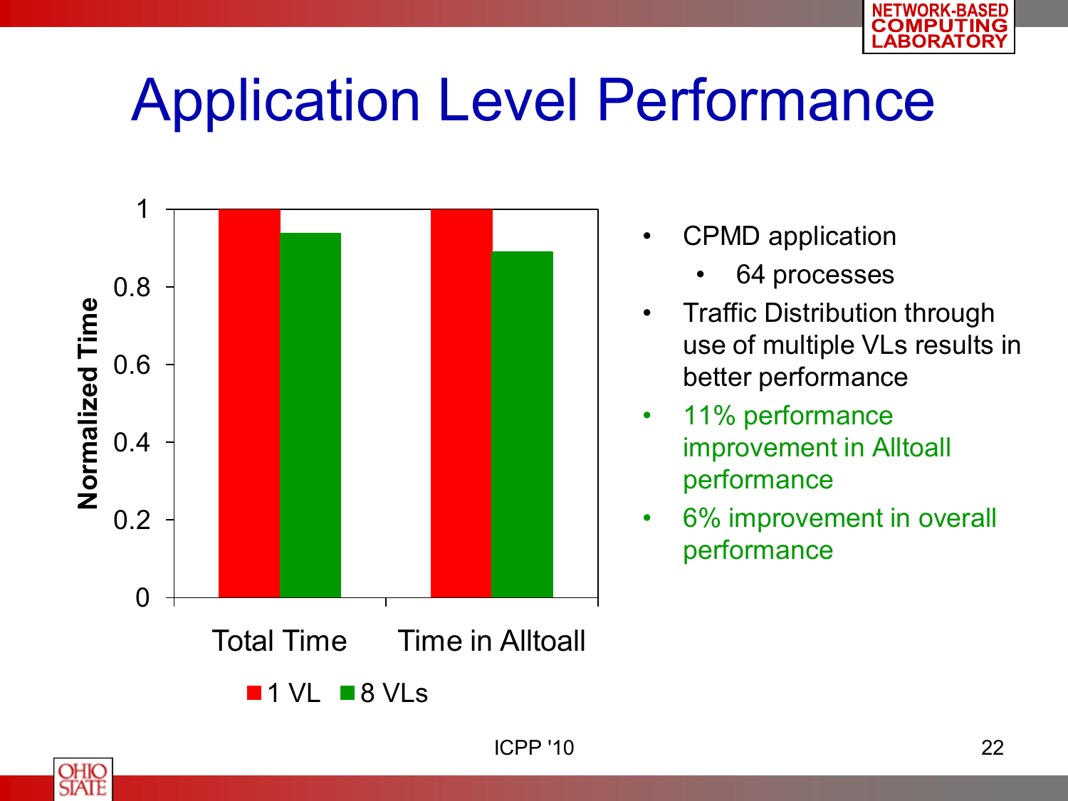# Application Level Performance

- CPMD application
  - 64 processes
- Traffic Distribution through use of multiple VLs results in better performance
- 11% performance improvement in Alltoall performance
- 6% improvement in overall performance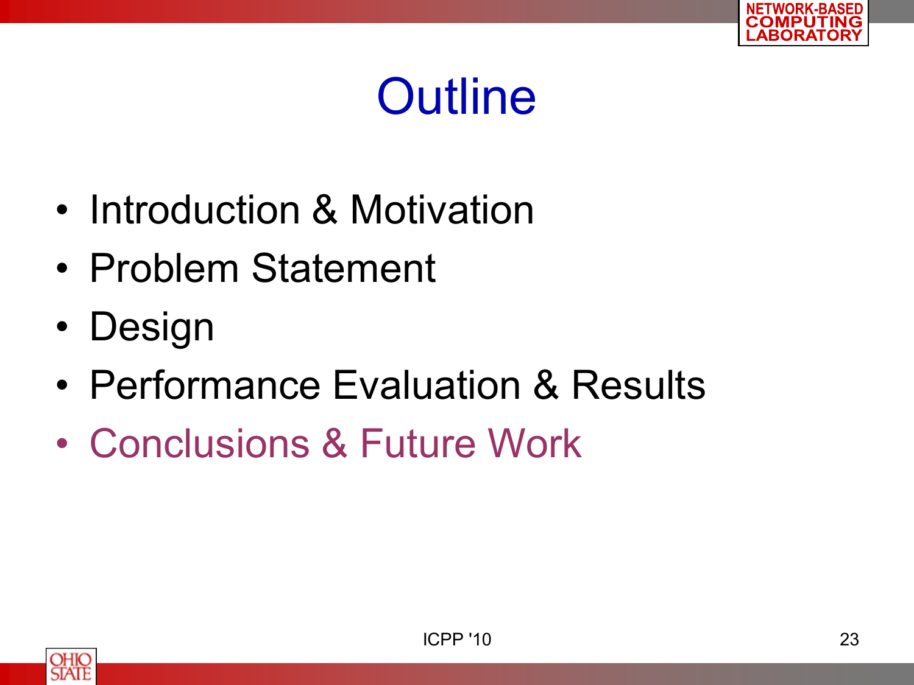# Outline

- Introduction & Motivation
- Problem Statement
- Design
- Performance Evaluation & Results
- Conclusions & Future Work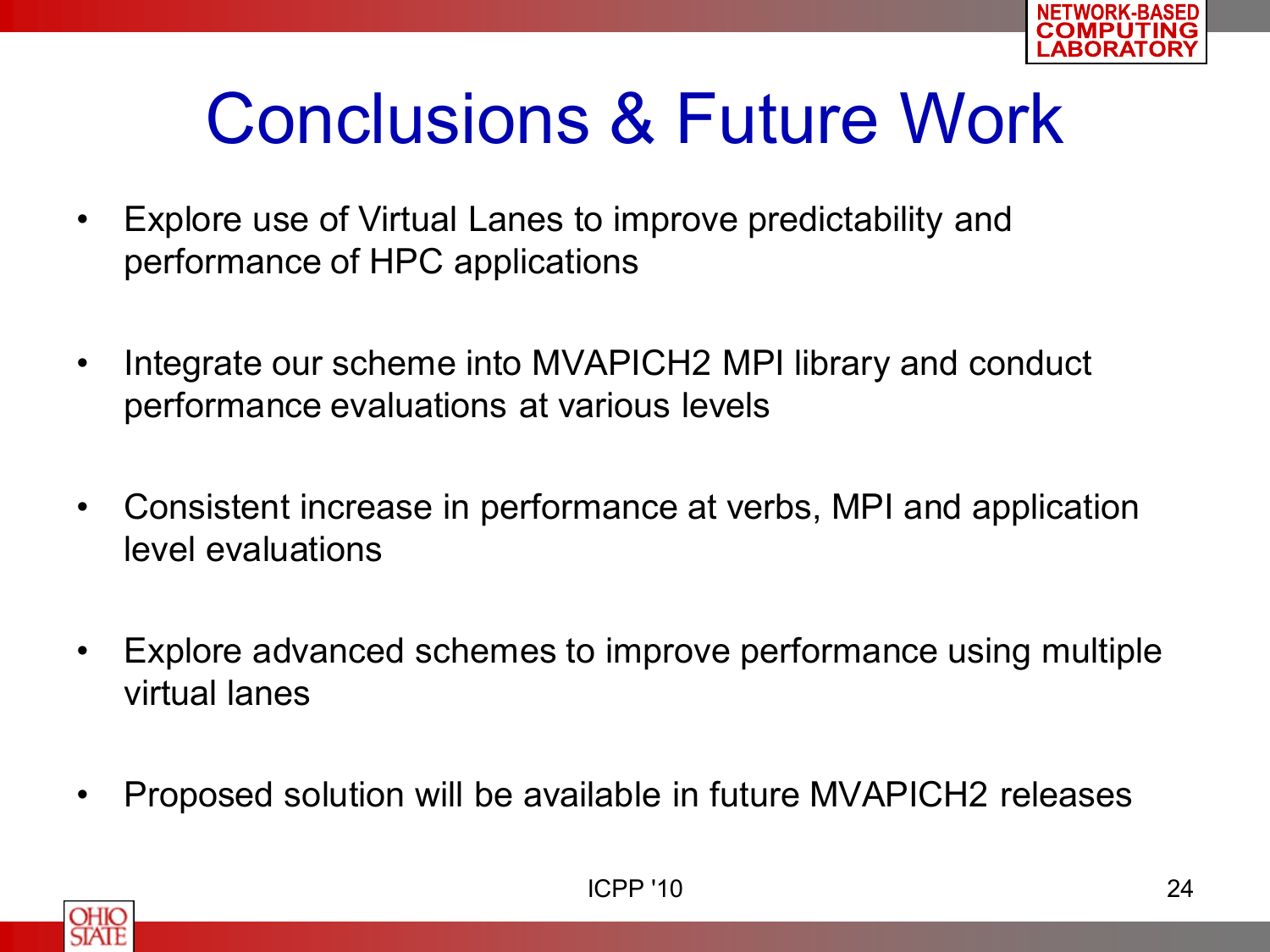# Conclusions & Future Work

- Explore use of Virtual Lanes to improve predictability and performance of HPC applications
- Integrate our scheme into MVAPICH2 MPI library and conduct performance evaluations at various levels
- Consistent increase in performance at verbs, MPI and application level evaluations
- Explore advanced schemes to improve performance using multiple virtual lanes
- Proposed solution will be available in future MVAPICH2 releases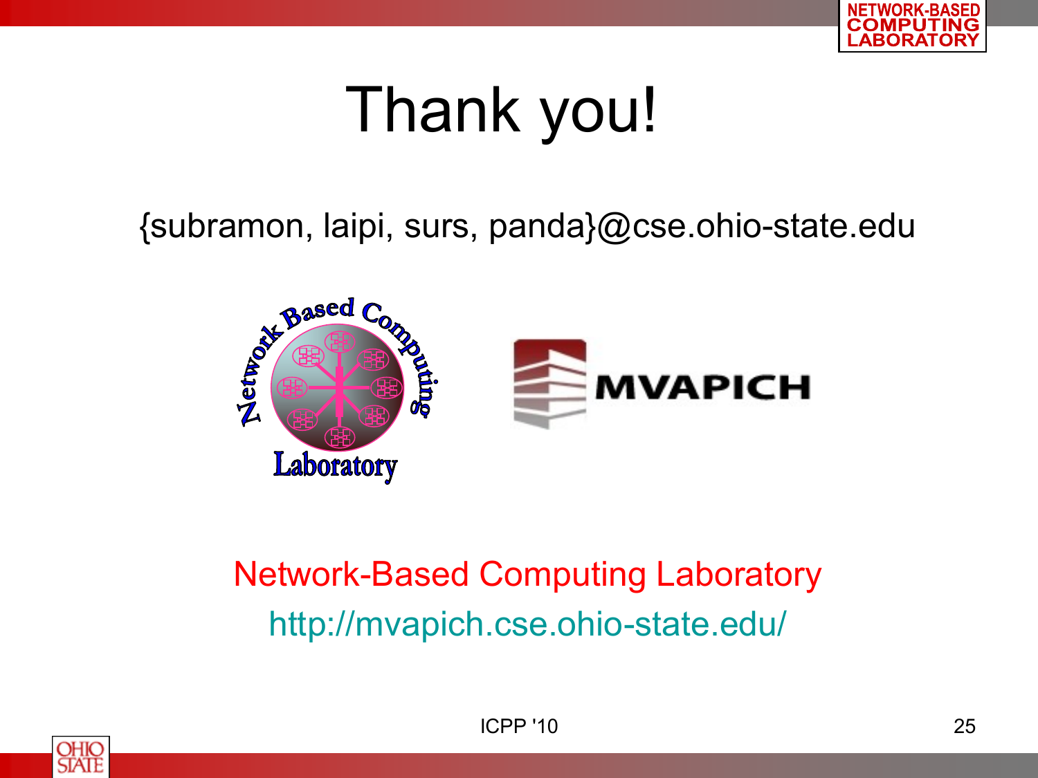# Thank you!

{subramon, laipi, surs, panda}@cse.ohio-state.edu

Network-Based Computing Laboratory

http://mvapich.cse.ohio-state.edu/